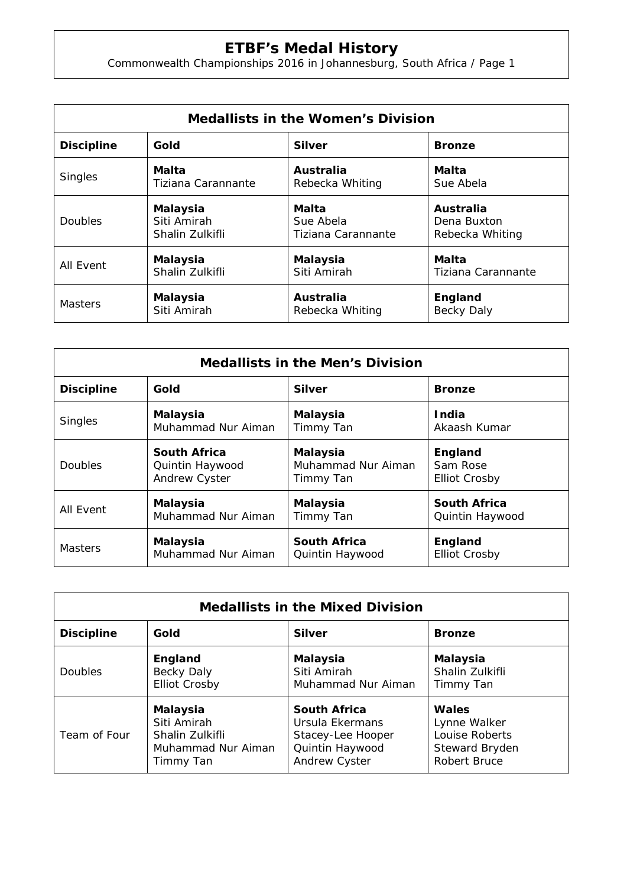# ETBF's Medal History

Commonwealth Championships 2016 in Johannesburg, South Africa / Page 1

| Medallists in the Women's Division | | | |
|---|---|---|---|
| **Discipline** | **Gold** | **Silver** | **Bronze** |
| Singles | **Malta**<br>Tiziana Carannante | **Australia**<br>Rebecka Whiting | **Malta**<br>Sue Abela |
| Doubles | **Malaysia**<br>Siti Amirah<br>Shalin Zulkifli | **Malta**<br>Sue Abela<br>Tiziana Carannante | **Australia**<br>Dena Buxton<br>Rebecka Whiting |
| All Event | **Malaysia**<br>Shalin Zulkifli | **Malaysia**<br>Siti Amirah | **Malta**<br>Tiziana Carannante |
| Masters | **Malaysia**<br>Siti Amirah | **Australia**<br>Rebecka Whiting | **England**<br>Becky Daly |

| Medallists in the Men's Division | | | |
|---|---|---|---|
| **Discipline** | **Gold** | **Silver** | **Bronze** |
| Singles | **Malaysia**<br>Muhammad Nur Aiman | **Malaysia**<br>Timmy Tan | **India**<br>Akaash Kumar |
| Doubles | **South Africa**<br>Quintin Haywood<br>Andrew Cyster | **Malaysia**<br>Muhammad Nur Aiman<br>Timmy Tan | **England**<br>Sam Rose<br>Elliot Crosby |
| All Event | **Malaysia**<br>Muhammad Nur Aiman | **Malaysia**<br>Timmy Tan | **South Africa**<br>Quintin Haywood |
| Masters | **Malaysia**<br>Muhammad Nur Aiman | **South Africa**<br>Quintin Haywood | **England**<br>Elliot Crosby |

| Medallists in the Mixed Division | | | |
|---|---|---|---|
| **Discipline** | **Gold** | **Silver** | **Bronze** |
| Doubles | **England**<br>Becky Daly<br>Elliot Crosby | **Malaysia**<br>Siti Amirah<br>Muhammad Nur Aiman | **Malaysia**<br>Shalin Zulkifli<br>Timmy Tan |
| Team of Four | **Malaysia**<br>Siti Amirah<br>Shalin Zulkifli<br>Muhammad Nur Aiman<br>Timmy Tan | **South Africa**<br>Ursula Ekermans<br>Stacey-Lee Hooper<br>Quintin Haywood<br>Andrew Cyster | **Wales**<br>Lynne Walker<br>Louise Roberts<br>Steward Bryden<br>Robert Bruce |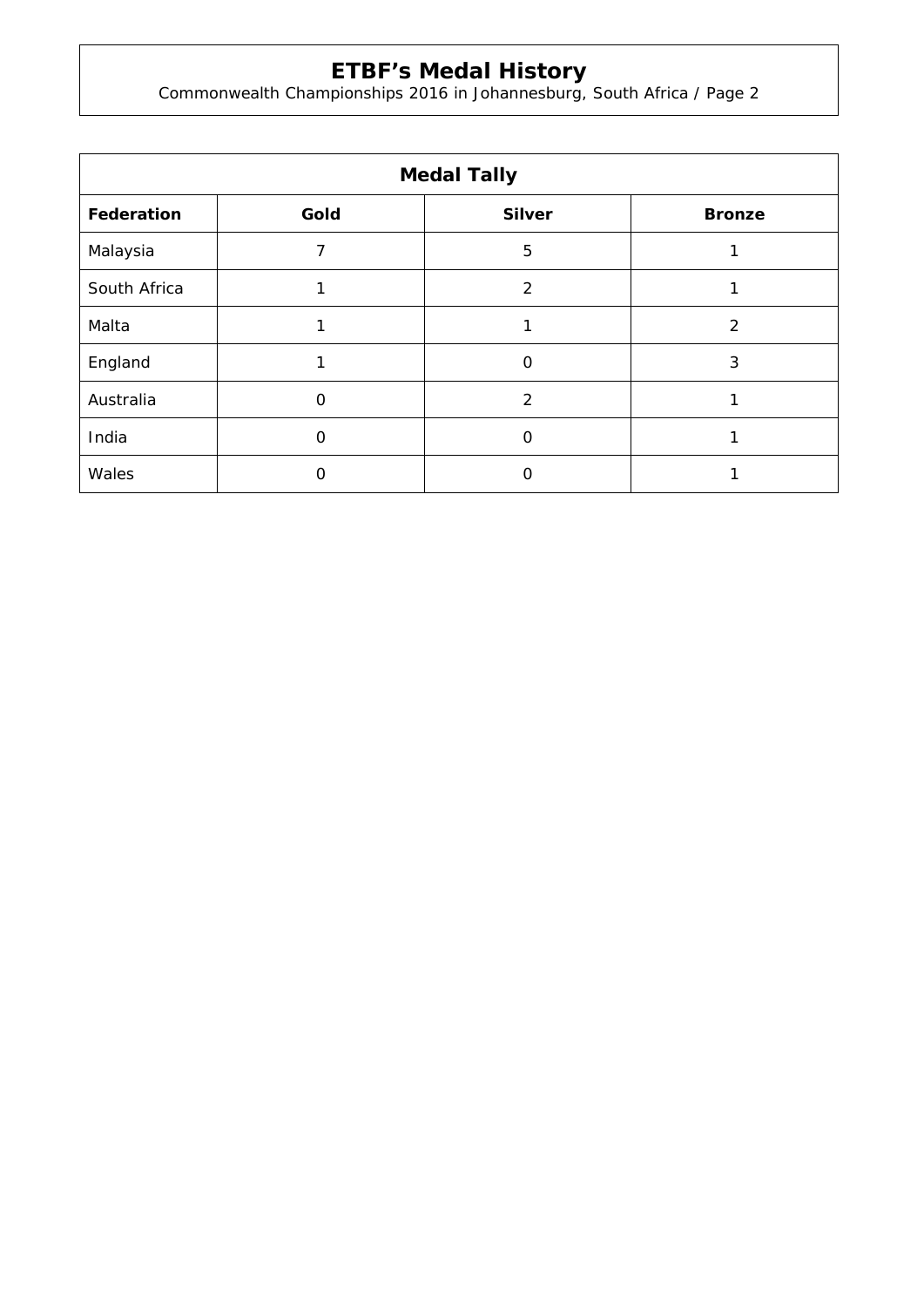| Medal Tally | | | |
|---|---|---|---|
| **Federation** | **Gold** | **Silver** | **Bronze** |
| Malaysia | 7 | 5 | 1 |
| South Africa | 1 | 2 | 1 |
| Malta | 1 | 1 | 2 |
| England | 1 | 0 | 3 |
| Australia | 0 | 2 | 1 |
| India | 0 | 0 | 1 |
| Wales | 0 | 0 | 1 |